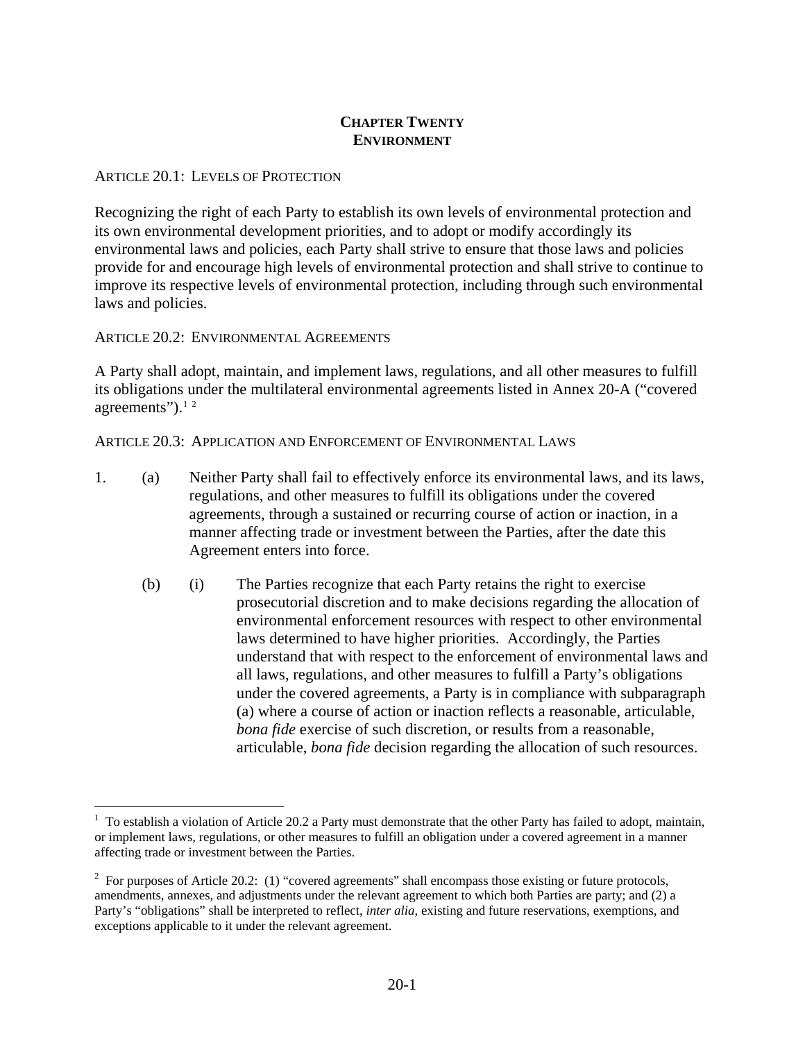# CHAPTER TWENTY
# ENVIRONMENT

ARTICLE 20.1: LEVELS OF PROTECTION

Recognizing the right of each Party to establish its own levels of environmental protection and its own environmental development priorities, and to adopt or modify accordingly its environmental laws and policies, each Party shall strive to ensure that those laws and policies provide for and encourage high levels of environmental protection and shall strive to continue to improve its respective levels of environmental protection, including through such environmental laws and policies.

ARTICLE 20.2: ENVIRONMENTAL AGREEMENTS

A Party shall adopt, maintain, and implement laws, regulations, and all other measures to fulfill its obligations under the multilateral environmental agreements listed in Annex 20-A ("covered agreements").[1] [2]

ARTICLE 20.3: APPLICATION AND ENFORCEMENT OF ENVIRONMENTAL LAWS

1. (a) Neither Party shall fail to effectively enforce its environmental laws, and its laws, regulations, and other measures to fulfill its obligations under the covered agreements, through a sustained or recurring course of action or inaction, in a manner affecting trade or investment between the Parties, after the date this Agreement enters into force.

   (b) (i) The Parties recognize that each Party retains the right to exercise prosecutorial discretion and to make decisions regarding the allocation of environmental enforcement resources with respect to other environmental laws determined to have higher priorities. Accordingly, the Parties understand that with respect to the enforcement of environmental laws and all laws, regulations, and other measures to fulfill a Party's obligations under the covered agreements, a Party is in compliance with subparagraph (a) where a course of action or inaction reflects a reasonable, articulable, *bona fide* exercise of such discretion, or results from a reasonable, articulable, *bona fide* decision regarding the allocation of such resources.

---

[1] To establish a violation of Article 20.2 a Party must demonstrate that the other Party has failed to adopt, maintain, or implement laws, regulations, or other measures to fulfill an obligation under a covered agreement in a manner affecting trade or investment between the Parties.

[2] For purposes of Article 20.2: (1) "covered agreements" shall encompass those existing or future protocols, amendments, annexes, and adjustments under the relevant agreement to which both Parties are party; and (2) a Party's "obligations" shall be interpreted to reflect, *inter alia*, existing and future reservations, exemptions, and exceptions applicable to it under the relevant agreement.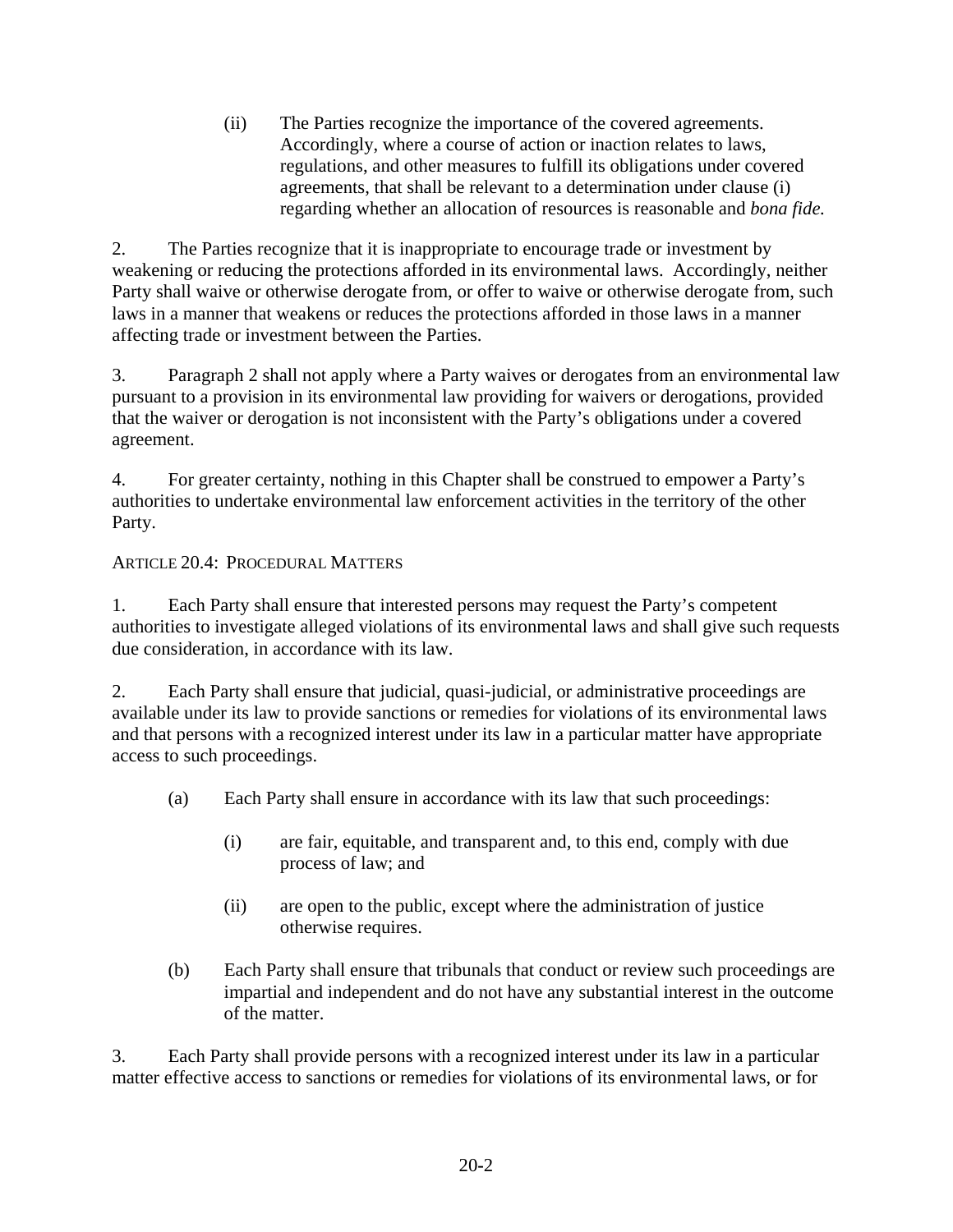(ii) The Parties recognize the importance of the covered agreements. Accordingly, where a course of action or inaction relates to laws, regulations, and other measures to fulfill its obligations under covered agreements, that shall be relevant to a determination under clause (i) regarding whether an allocation of resources is reasonable and *bona fide.*

2. The Parties recognize that it is inappropriate to encourage trade or investment by weakening or reducing the protections afforded in its environmental laws. Accordingly, neither Party shall waive or otherwise derogate from, or offer to waive or otherwise derogate from, such laws in a manner that weakens or reduces the protections afforded in those laws in a manner affecting trade or investment between the Parties.

3. Paragraph 2 shall not apply where a Party waives or derogates from an environmental law pursuant to a provision in its environmental law providing for waivers or derogations, provided that the waiver or derogation is not inconsistent with the Party's obligations under a covered agreement.

4. For greater certainty, nothing in this Chapter shall be construed to empower a Party's authorities to undertake environmental law enforcement activities in the territory of the other Party.

## ARTICLE 20.4: PROCEDURAL MATTERS

1. Each Party shall ensure that interested persons may request the Party's competent authorities to investigate alleged violations of its environmental laws and shall give such requests due consideration, in accordance with its law.

2. Each Party shall ensure that judicial, quasi-judicial, or administrative proceedings are available under its law to provide sanctions or remedies for violations of its environmental laws and that persons with a recognized interest under its law in a particular matter have appropriate access to such proceedings.

(a) Each Party shall ensure in accordance with its law that such proceedings:

(i) are fair, equitable, and transparent and, to this end, comply with due process of law; and

(ii) are open to the public, except where the administration of justice otherwise requires.

(b) Each Party shall ensure that tribunals that conduct or review such proceedings are impartial and independent and do not have any substantial interest in the outcome of the matter.

3. Each Party shall provide persons with a recognized interest under its law in a particular matter effective access to sanctions or remedies for violations of its environmental laws, or for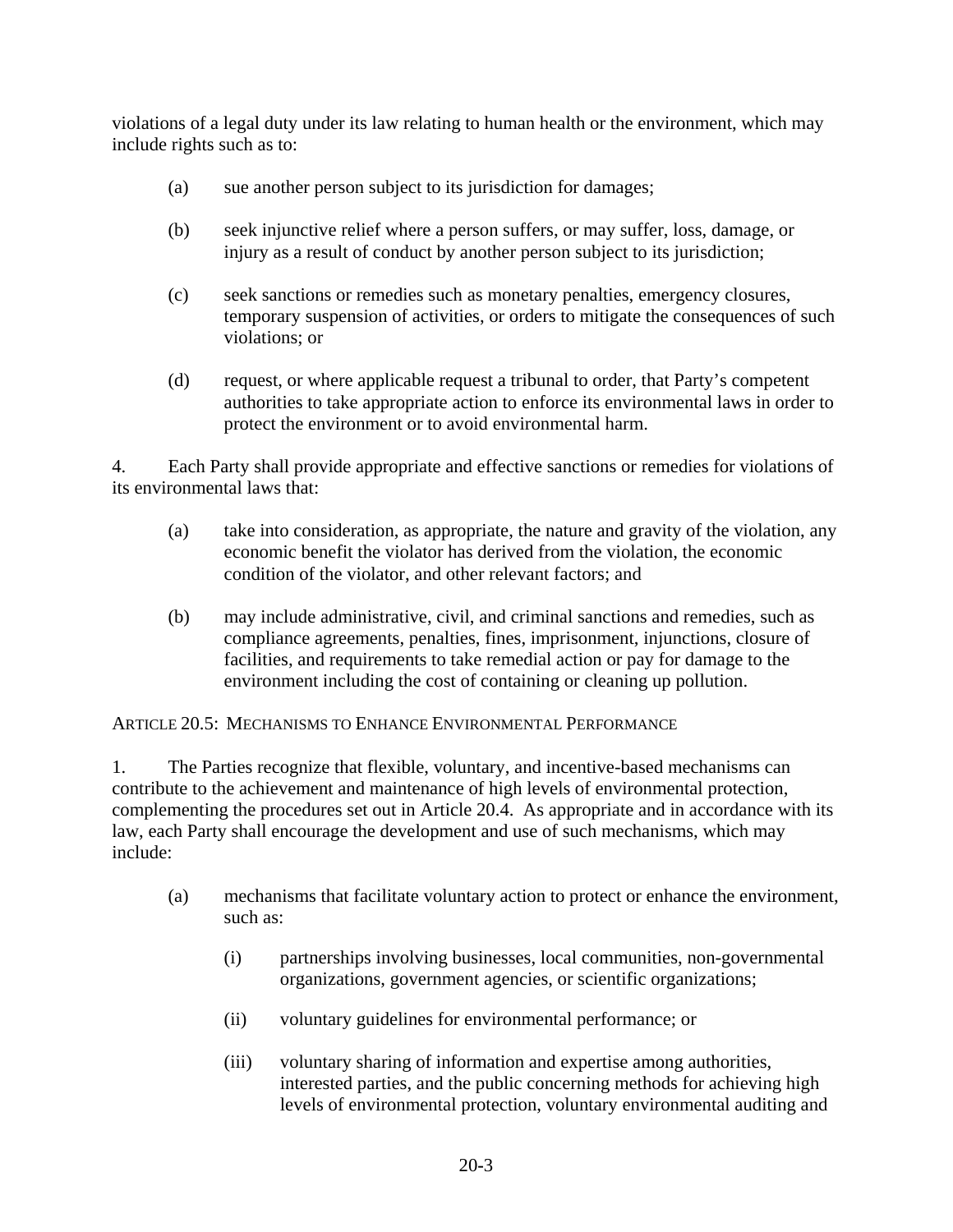violations of a legal duty under its law relating to human health or the environment, which may include rights such as to:

(a) sue another person subject to its jurisdiction for damages;

(b) seek injunctive relief where a person suffers, or may suffer, loss, damage, or injury as a result of conduct by another person subject to its jurisdiction;

(c) seek sanctions or remedies such as monetary penalties, emergency closures, temporary suspension of activities, or orders to mitigate the consequences of such violations; or

(d) request, or where applicable request a tribunal to order, that Party's competent authorities to take appropriate action to enforce its environmental laws in order to protect the environment or to avoid environmental harm.

4. Each Party shall provide appropriate and effective sanctions or remedies for violations of its environmental laws that:

(a) take into consideration, as appropriate, the nature and gravity of the violation, any economic benefit the violator has derived from the violation, the economic condition of the violator, and other relevant factors; and

(b) may include administrative, civil, and criminal sanctions and remedies, such as compliance agreements, penalties, fines, imprisonment, injunctions, closure of facilities, and requirements to take remedial action or pay for damage to the environment including the cost of containing or cleaning up pollution.

## ARTICLE 20.5: MECHANISMS TO ENHANCE ENVIRONMENTAL PERFORMANCE

1. The Parties recognize that flexible, voluntary, and incentive-based mechanisms can contribute to the achievement and maintenance of high levels of environmental protection, complementing the procedures set out in Article 20.4. As appropriate and in accordance with its law, each Party shall encourage the development and use of such mechanisms, which may include:

(a) mechanisms that facilitate voluntary action to protect or enhance the environment, such as:

(i) partnerships involving businesses, local communities, non-governmental organizations, government agencies, or scientific organizations;

(ii) voluntary guidelines for environmental performance; or

(iii) voluntary sharing of information and expertise among authorities, interested parties, and the public concerning methods for achieving high levels of environmental protection, voluntary environmental auditing and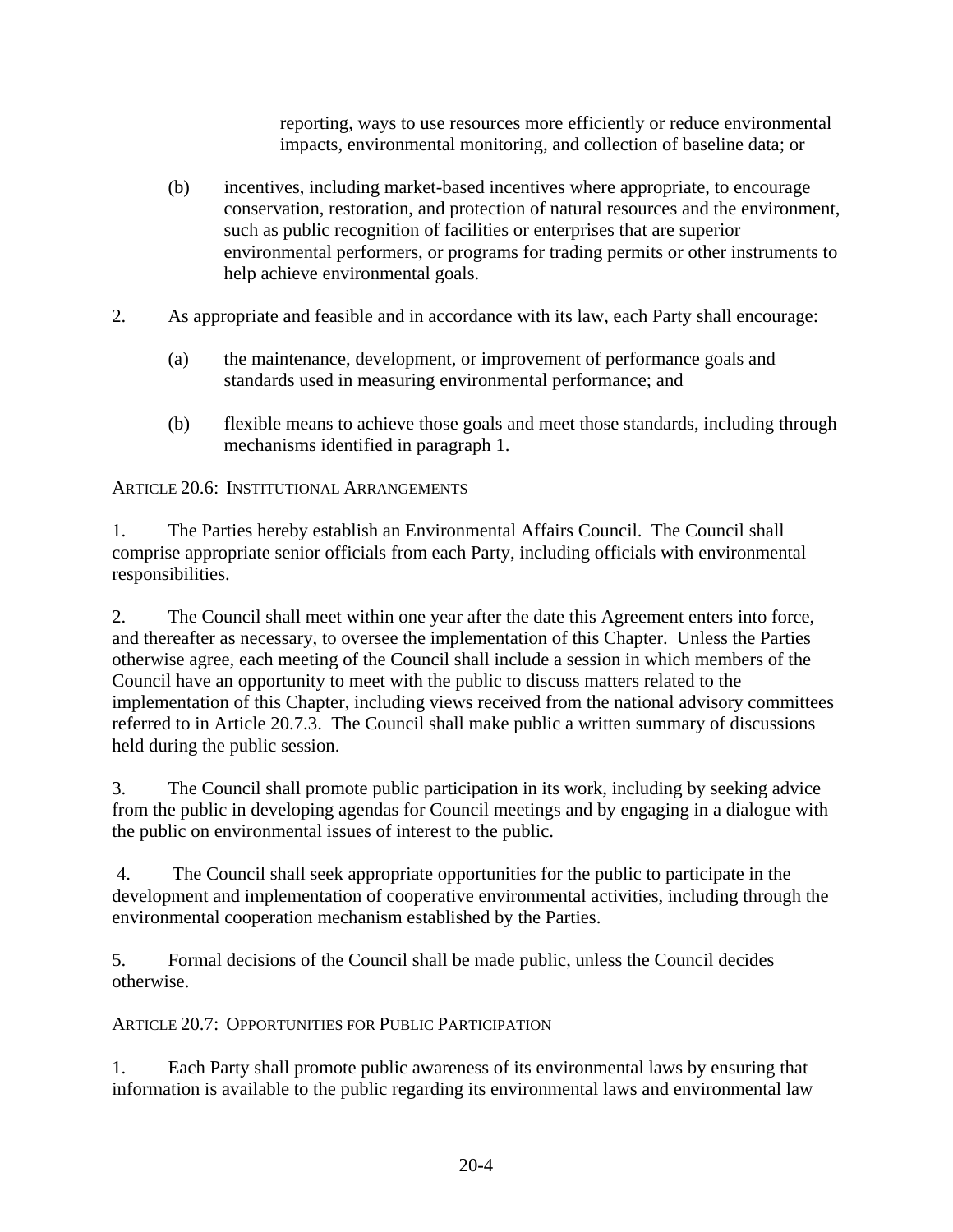reporting, ways to use resources more efficiently or reduce environmental impacts, environmental monitoring, and collection of baseline data; or

(b) incentives, including market-based incentives where appropriate, to encourage conservation, restoration, and protection of natural resources and the environment, such as public recognition of facilities or enterprises that are superior environmental performers, or programs for trading permits or other instruments to help achieve environmental goals.

2. As appropriate and feasible and in accordance with its law, each Party shall encourage:

(a) the maintenance, development, or improvement of performance goals and standards used in measuring environmental performance; and

(b) flexible means to achieve those goals and meet those standards, including through mechanisms identified in paragraph 1.

ARTICLE 20.6: INSTITUTIONAL ARRANGEMENTS

1. The Parties hereby establish an Environmental Affairs Council. The Council shall comprise appropriate senior officials from each Party, including officials with environmental responsibilities.

2. The Council shall meet within one year after the date this Agreement enters into force, and thereafter as necessary, to oversee the implementation of this Chapter. Unless the Parties otherwise agree, each meeting of the Council shall include a session in which members of the Council have an opportunity to meet with the public to discuss matters related to the implementation of this Chapter, including views received from the national advisory committees referred to in Article 20.7.3. The Council shall make public a written summary of discussions held during the public session.

3. The Council shall promote public participation in its work, including by seeking advice from the public in developing agendas for Council meetings and by engaging in a dialogue with the public on environmental issues of interest to the public.

4. The Council shall seek appropriate opportunities for the public to participate in the development and implementation of cooperative environmental activities, including through the environmental cooperation mechanism established by the Parties.

5. Formal decisions of the Council shall be made public, unless the Council decides otherwise.

ARTICLE 20.7: OPPORTUNITIES FOR PUBLIC PARTICIPATION

1. Each Party shall promote public awareness of its environmental laws by ensuring that information is available to the public regarding its environmental laws and environmental law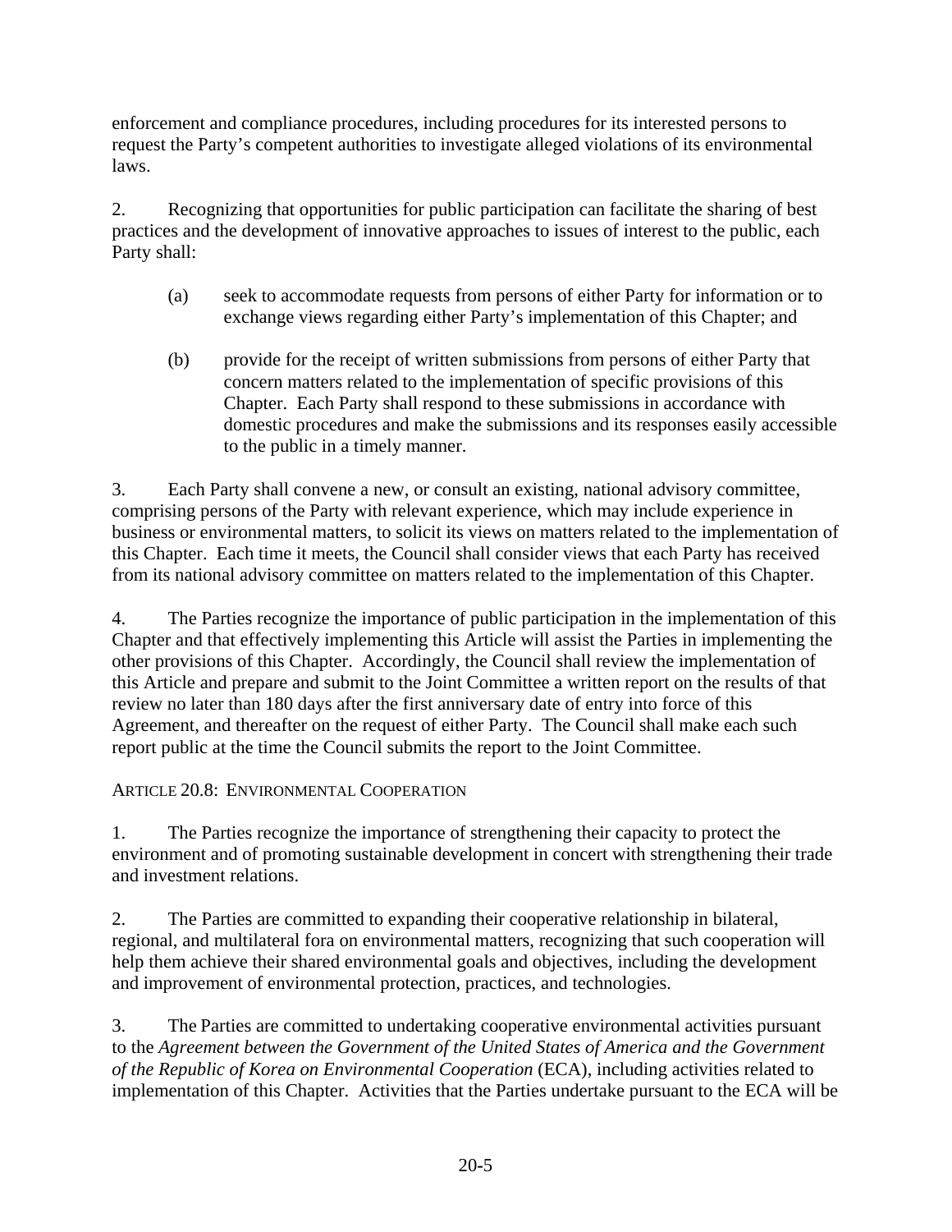enforcement and compliance procedures, including procedures for its interested persons to request the Party's competent authorities to investigate alleged violations of its environmental laws.

2. Recognizing that opportunities for public participation can facilitate the sharing of best practices and the development of innovative approaches to issues of interest to the public, each Party shall:

(a) seek to accommodate requests from persons of either Party for information or to exchange views regarding either Party's implementation of this Chapter; and

(b) provide for the receipt of written submissions from persons of either Party that concern matters related to the implementation of specific provisions of this Chapter. Each Party shall respond to these submissions in accordance with domestic procedures and make the submissions and its responses easily accessible to the public in a timely manner.

3. Each Party shall convene a new, or consult an existing, national advisory committee, comprising persons of the Party with relevant experience, which may include experience in business or environmental matters, to solicit its views on matters related to the implementation of this Chapter. Each time it meets, the Council shall consider views that each Party has received from its national advisory committee on matters related to the implementation of this Chapter.

4. The Parties recognize the importance of public participation in the implementation of this Chapter and that effectively implementing this Article will assist the Parties in implementing the other provisions of this Chapter. Accordingly, the Council shall review the implementation of this Article and prepare and submit to the Joint Committee a written report on the results of that review no later than 180 days after the first anniversary date of entry into force of this Agreement, and thereafter on the request of either Party. The Council shall make each such report public at the time the Council submits the report to the Joint Committee.

ARTICLE 20.8: ENVIRONMENTAL COOPERATION

1. The Parties recognize the importance of strengthening their capacity to protect the environment and of promoting sustainable development in concert with strengthening their trade and investment relations.

2. The Parties are committed to expanding their cooperative relationship in bilateral, regional, and multilateral fora on environmental matters, recognizing that such cooperation will help them achieve their shared environmental goals and objectives, including the development and improvement of environmental protection, practices, and technologies.

3. The Parties are committed to undertaking cooperative environmental activities pursuant to the *Agreement between the Government of the United States of America and the Government of the Republic of Korea on Environmental Cooperation* (ECA), including activities related to implementation of this Chapter. Activities that the Parties undertake pursuant to the ECA will be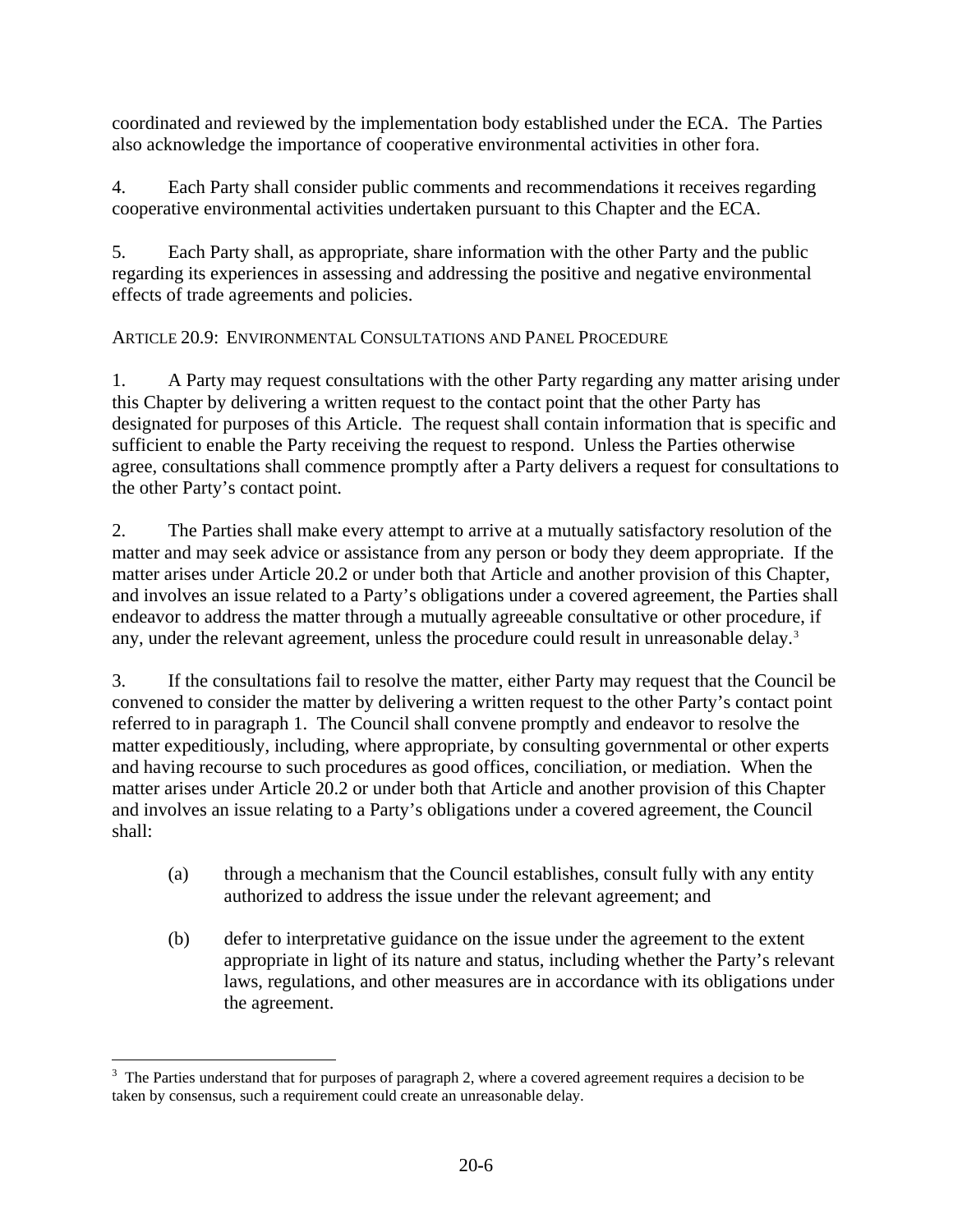coordinated and reviewed by the implementation body established under the ECA. The Parties also acknowledge the importance of cooperative environmental activities in other fora.

4. Each Party shall consider public comments and recommendations it receives regarding cooperative environmental activities undertaken pursuant to this Chapter and the ECA.

5. Each Party shall, as appropriate, share information with the other Party and the public regarding its experiences in assessing and addressing the positive and negative environmental effects of trade agreements and policies.

ARTICLE 20.9: ENVIRONMENTAL CONSULTATIONS AND PANEL PROCEDURE

1. A Party may request consultations with the other Party regarding any matter arising under this Chapter by delivering a written request to the contact point that the other Party has designated for purposes of this Article. The request shall contain information that is specific and sufficient to enable the Party receiving the request to respond. Unless the Parties otherwise agree, consultations shall commence promptly after a Party delivers a request for consultations to the other Party's contact point.

2. The Parties shall make every attempt to arrive at a mutually satisfactory resolution of the matter and may seek advice or assistance from any person or body they deem appropriate. If the matter arises under Article 20.2 or under both that Article and another provision of this Chapter, and involves an issue related to a Party's obligations under a covered agreement, the Parties shall endeavor to address the matter through a mutually agreeable consultative or other procedure, if any, under the relevant agreement, unless the procedure could result in unreasonable delay.[3]

3. If the consultations fail to resolve the matter, either Party may request that the Council be convened to consider the matter by delivering a written request to the other Party's contact point referred to in paragraph 1. The Council shall convene promptly and endeavor to resolve the matter expeditiously, including, where appropriate, by consulting governmental or other experts and having recourse to such procedures as good offices, conciliation, or mediation. When the matter arises under Article 20.2 or under both that Article and another provision of this Chapter and involves an issue relating to a Party's obligations under a covered agreement, the Council shall:

(a) through a mechanism that the Council establishes, consult fully with any entity authorized to address the issue under the relevant agreement; and

(b) defer to interpretative guidance on the issue under the agreement to the extent appropriate in light of its nature and status, including whether the Party's relevant laws, regulations, and other measures are in accordance with its obligations under the agreement.

[3] The Parties understand that for purposes of paragraph 2, where a covered agreement requires a decision to be taken by consensus, such a requirement could create an unreasonable delay.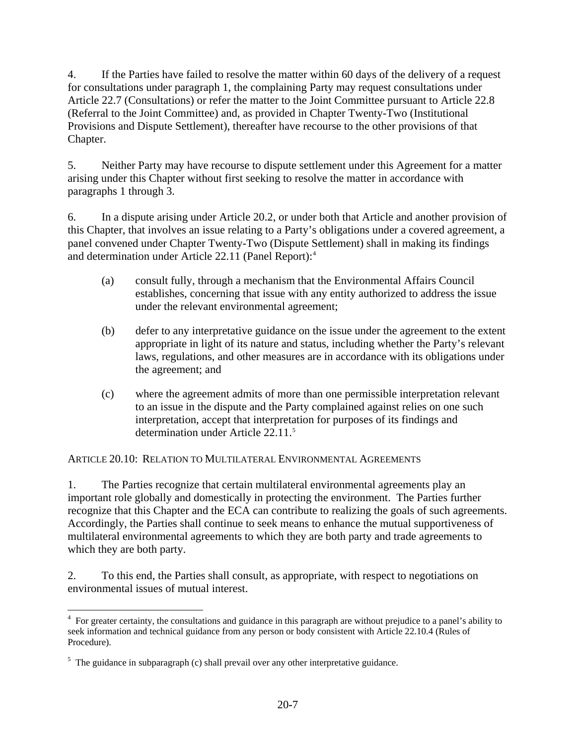4. If the Parties have failed to resolve the matter within 60 days of the delivery of a request for consultations under paragraph 1, the complaining Party may request consultations under Article 22.7 (Consultations) or refer the matter to the Joint Committee pursuant to Article 22.8 (Referral to the Joint Committee) and, as provided in Chapter Twenty-Two (Institutional Provisions and Dispute Settlement), thereafter have recourse to the other provisions of that Chapter.

5. Neither Party may have recourse to dispute settlement under this Agreement for a matter arising under this Chapter without first seeking to resolve the matter in accordance with paragraphs 1 through 3.

6. In a dispute arising under Article 20.2, or under both that Article and another provision of this Chapter, that involves an issue relating to a Party's obligations under a covered agreement, a panel convened under Chapter Twenty-Two (Dispute Settlement) shall in making its findings and determination under Article 22.11 (Panel Report):[4]

(a) consult fully, through a mechanism that the Environmental Affairs Council establishes, concerning that issue with any entity authorized to address the issue under the relevant environmental agreement;

(b) defer to any interpretative guidance on the issue under the agreement to the extent appropriate in light of its nature and status, including whether the Party's relevant laws, regulations, and other measures are in accordance with its obligations under the agreement; and

(c) where the agreement admits of more than one permissible interpretation relevant to an issue in the dispute and the Party complained against relies on one such interpretation, accept that interpretation for purposes of its findings and determination under Article 22.11.[5]

ARTICLE 20.10: RELATION TO MULTILATERAL ENVIRONMENTAL AGREEMENTS

1. The Parties recognize that certain multilateral environmental agreements play an important role globally and domestically in protecting the environment. The Parties further recognize that this Chapter and the ECA can contribute to realizing the goals of such agreements. Accordingly, the Parties shall continue to seek means to enhance the mutual supportiveness of multilateral environmental agreements to which they are both party and trade agreements to which they are both party.

2. To this end, the Parties shall consult, as appropriate, with respect to negotiations on environmental issues of mutual interest.

---

[4] For greater certainty, the consultations and guidance in this paragraph are without prejudice to a panel's ability to seek information and technical guidance from any person or body consistent with Article 22.10.4 (Rules of Procedure).

[5] The guidance in subparagraph (c) shall prevail over any other interpretative guidance.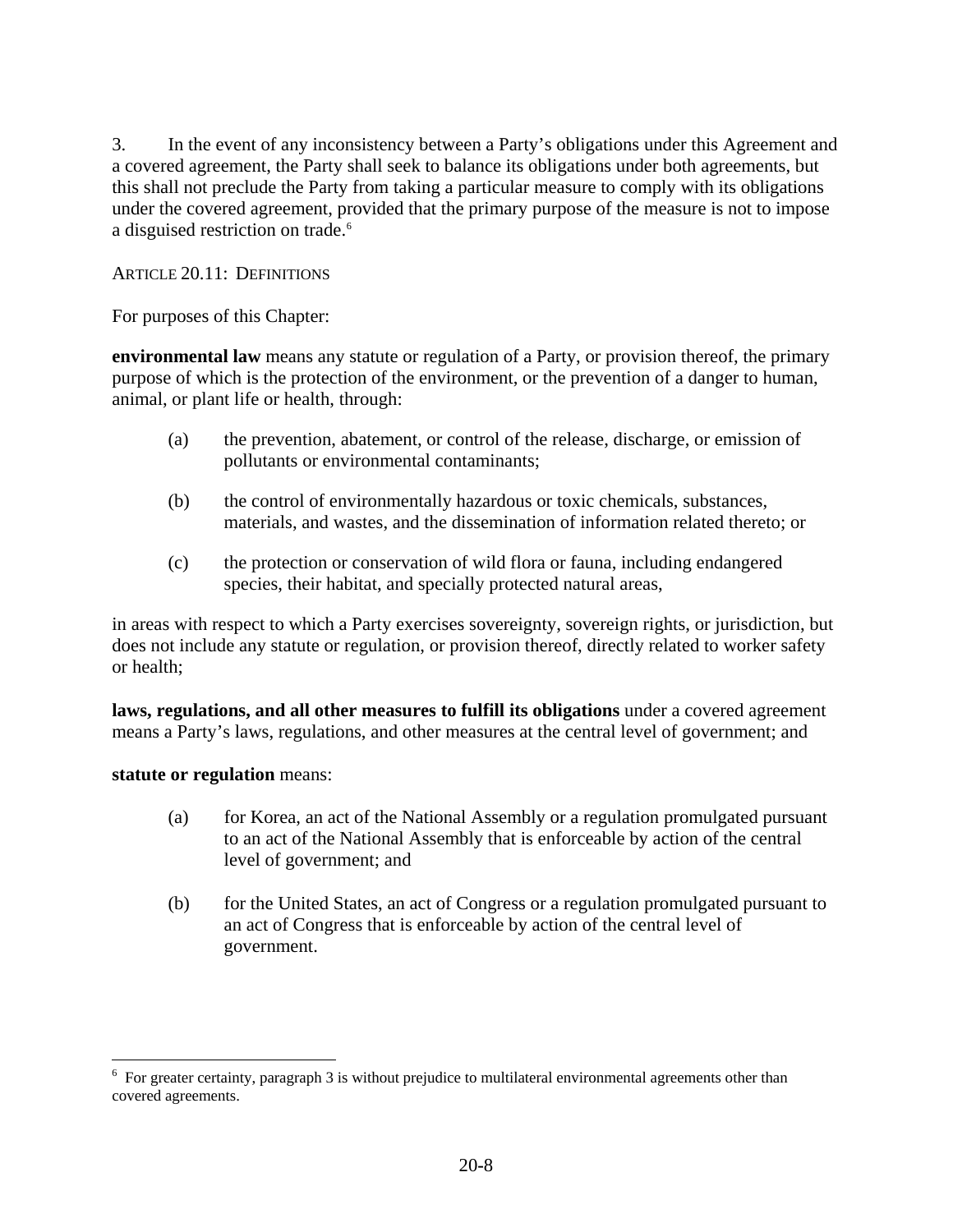3. In the event of any inconsistency between a Party's obligations under this Agreement and a covered agreement, the Party shall seek to balance its obligations under both agreements, but this shall not preclude the Party from taking a particular measure to comply with its obligations under the covered agreement, provided that the primary purpose of the measure is not to impose a disguised restriction on trade.[6]

ARTICLE 20.11: DEFINITIONS

For purposes of this Chapter:

**environmental law** means any statute or regulation of a Party, or provision thereof, the primary purpose of which is the protection of the environment, or the prevention of a danger to human, animal, or plant life or health, through:

(a) the prevention, abatement, or control of the release, discharge, or emission of pollutants or environmental contaminants;

(b) the control of environmentally hazardous or toxic chemicals, substances, materials, and wastes, and the dissemination of information related thereto; or

(c) the protection or conservation of wild flora or fauna, including endangered species, their habitat, and specially protected natural areas,

in areas with respect to which a Party exercises sovereignty, sovereign rights, or jurisdiction, but does not include any statute or regulation, or provision thereof, directly related to worker safety or health;

**laws, regulations, and all other measures to fulfill its obligations** under a covered agreement means a Party's laws, regulations, and other measures at the central level of government; and

**statute or regulation** means:

(a) for Korea, an act of the National Assembly or a regulation promulgated pursuant to an act of the National Assembly that is enforceable by action of the central level of government; and

(b) for the United States, an act of Congress or a regulation promulgated pursuant to an act of Congress that is enforceable by action of the central level of government.

[6] For greater certainty, paragraph 3 is without prejudice to multilateral environmental agreements other than covered agreements.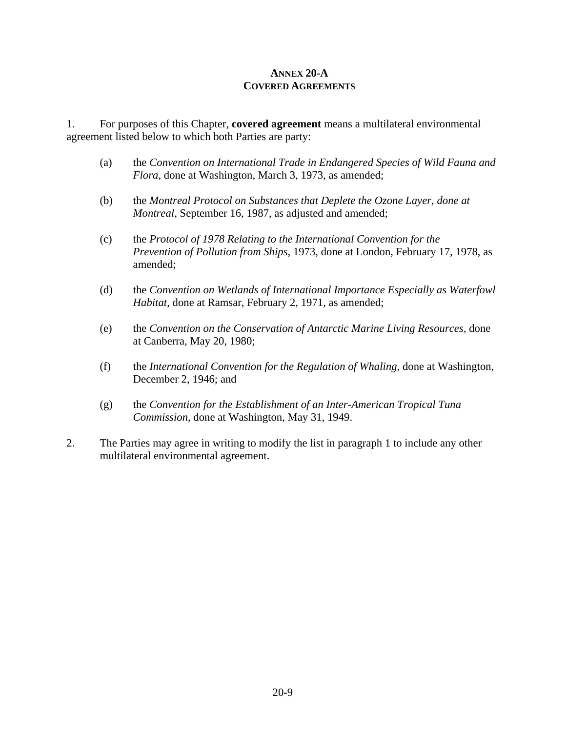## ANNEX 20-A
## COVERED AGREEMENTS

1. For purposes of this Chapter, **covered agreement** means a multilateral environmental agreement listed below to which both Parties are party:

   (a) the *Convention on International Trade in Endangered Species of Wild Fauna and Flora*, done at Washington, March 3, 1973, as amended;

   (b) the *Montreal Protocol on Substances that Deplete the Ozone Layer, done at Montreal*, September 16, 1987, as adjusted and amended;

   (c) the *Protocol of 1978 Relating to the International Convention for the Prevention of Pollution from Ships*, 1973, done at London, February 17, 1978, as amended;

   (d) the *Convention on Wetlands of International Importance Especially as Waterfowl Habitat*, done at Ramsar, February 2, 1971, as amended;

   (e) the *Convention on the Conservation of Antarctic Marine Living Resources*, done at Canberra, May 20, 1980;

   (f) the *International Convention for the Regulation of Whaling*, done at Washington, December 2, 1946; and

   (g) the *Convention for the Establishment of an Inter-American Tropical Tuna Commission*, done at Washington, May 31, 1949.

2. The Parties may agree in writing to modify the list in paragraph 1 to include any other multilateral environmental agreement.